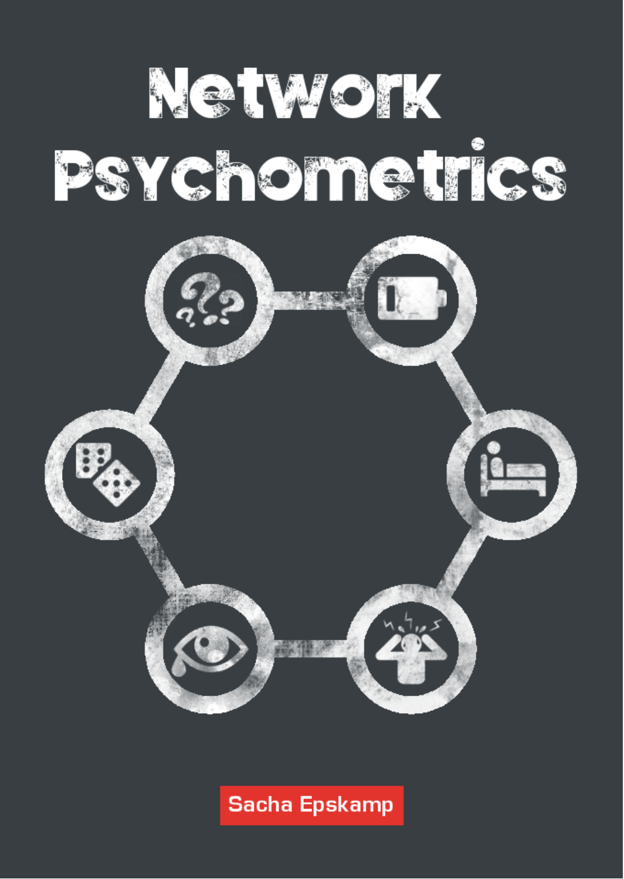# Network Psychometrics

Sacha Epskamp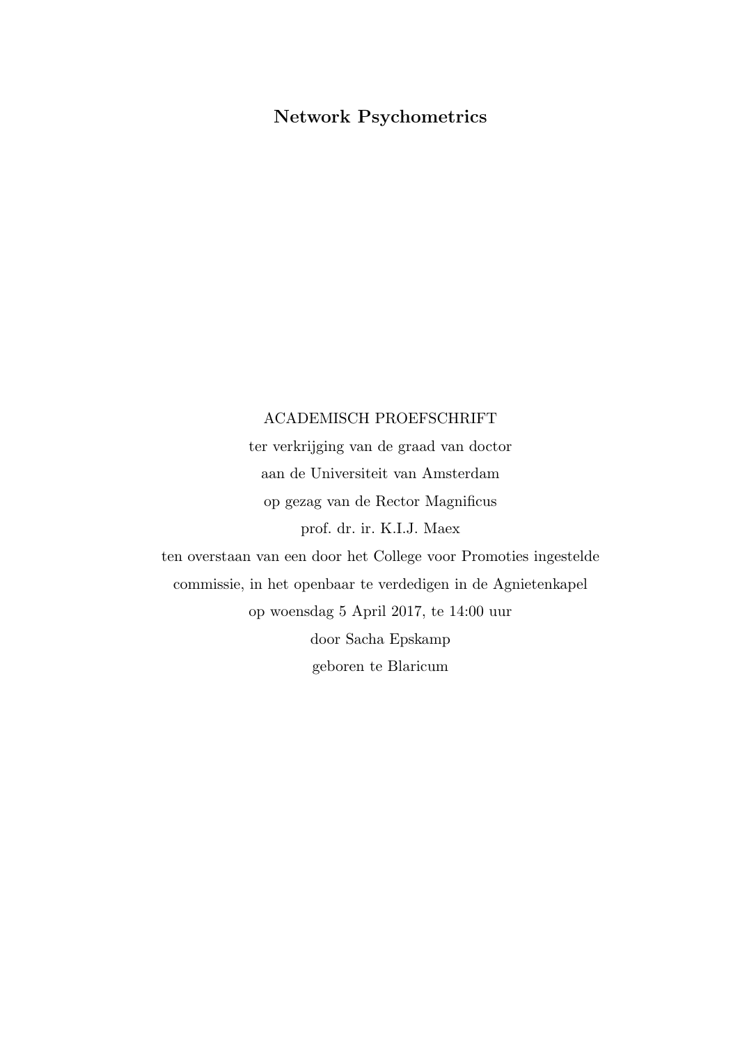**Network Psychometrics**

ACADEMISCH PROEFSCHRIFT

ter verkrijging van de graad van doctor

aan de Universiteit van Amsterdam

op gezag van de Rector Magnificus

prof. dr. ir. K.I.J. Maex

ten overstaan van een door het College voor Promoties ingestelde

commissie, in het openbaar te verdedigen in de Agnietenkapel

op woensdag 5 April 2017, te 14:00 uur

door Sacha Epskamp

geboren te Blaricum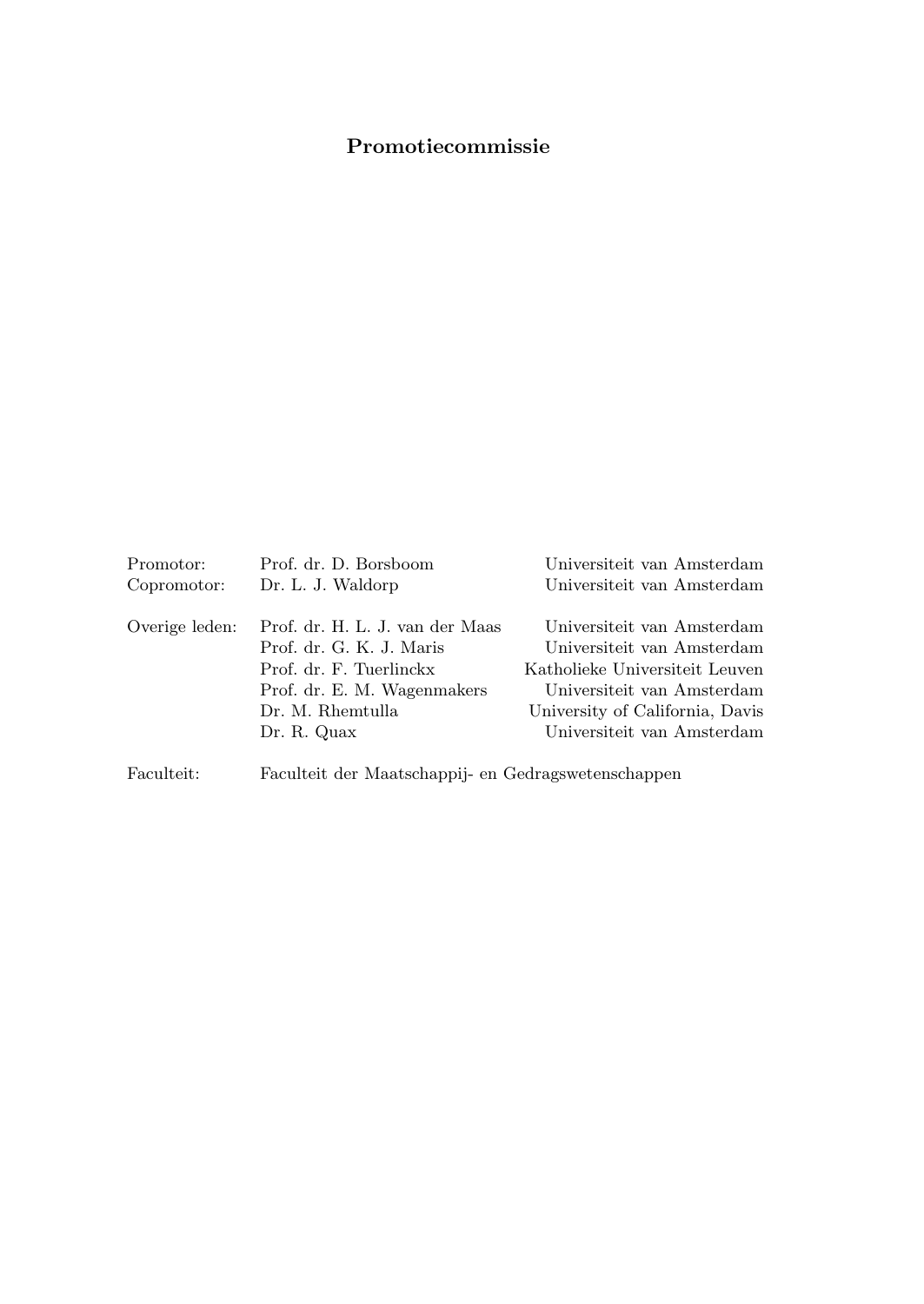## Promotiecommissie

| | | |
|---|---|---|
| Promotor: | Prof. dr. D. Borsboom | Universiteit van Amsterdam |
| Copromotor: | Dr. L. J. Waldorp | Universiteit van Amsterdam |
| | | |
| Overige leden: | Prof. dr. H. L. J. van der Maas | Universiteit van Amsterdam |
| | Prof. dr. G. K. J. Maris | Universiteit van Amsterdam |
| | Prof. dr. F. Tuerlinckx | Katholieke Universiteit Leuven |
| | Prof. dr. E. M. Wagenmakers | Universiteit van Amsterdam |
| | Dr. M. Rhemtulla | University of California, Davis |
| | Dr. R. Quax | Universiteit van Amsterdam |
| | | |
| Faculteit: | Faculteit der Maatschappij- en Gedragswetenschappen | |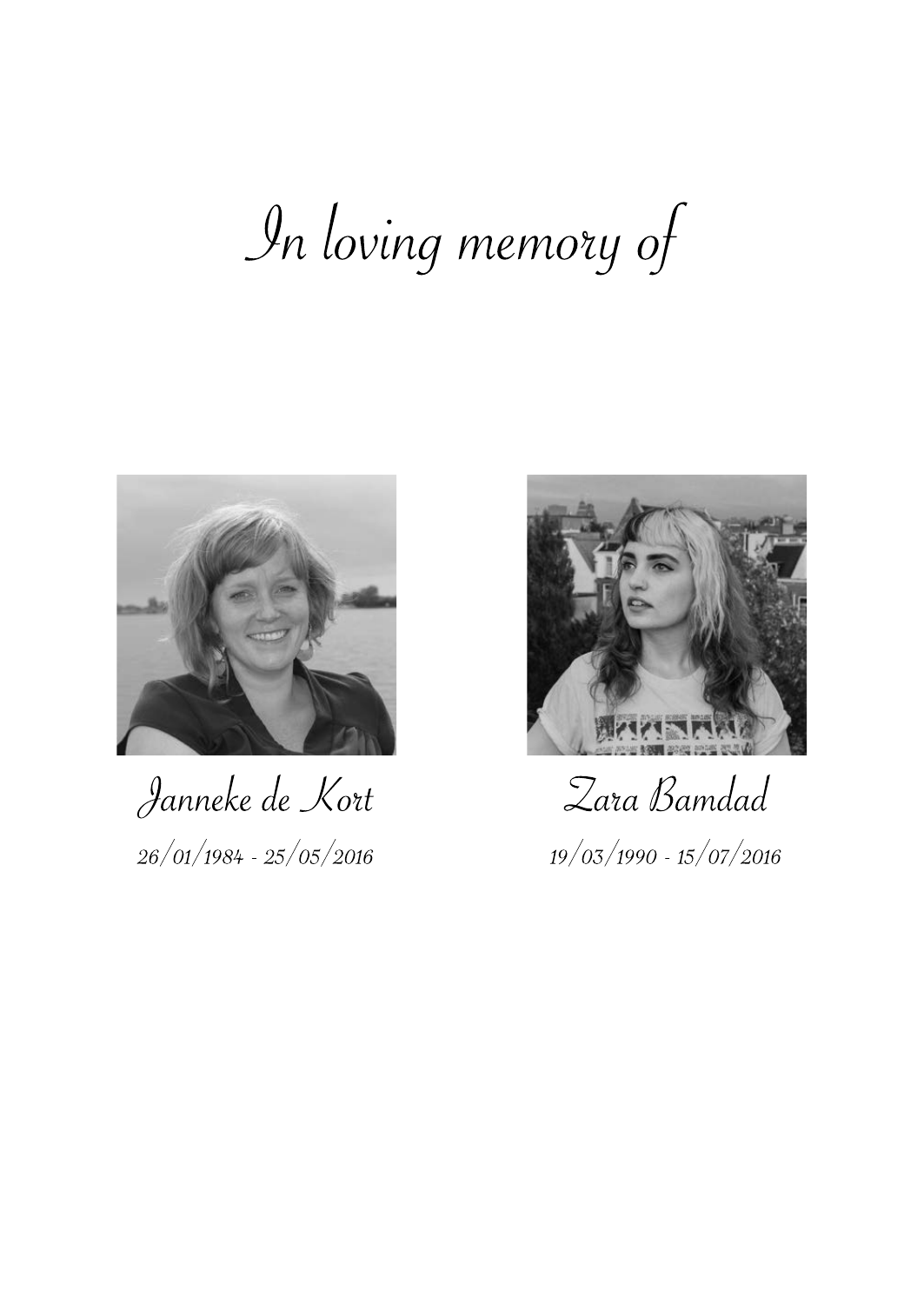# In loving memory of

Janneke de Kort

*26/01/1984 - 25/05/2016*

Zara Bamdad

*19/03/1990 - 15/07/2016*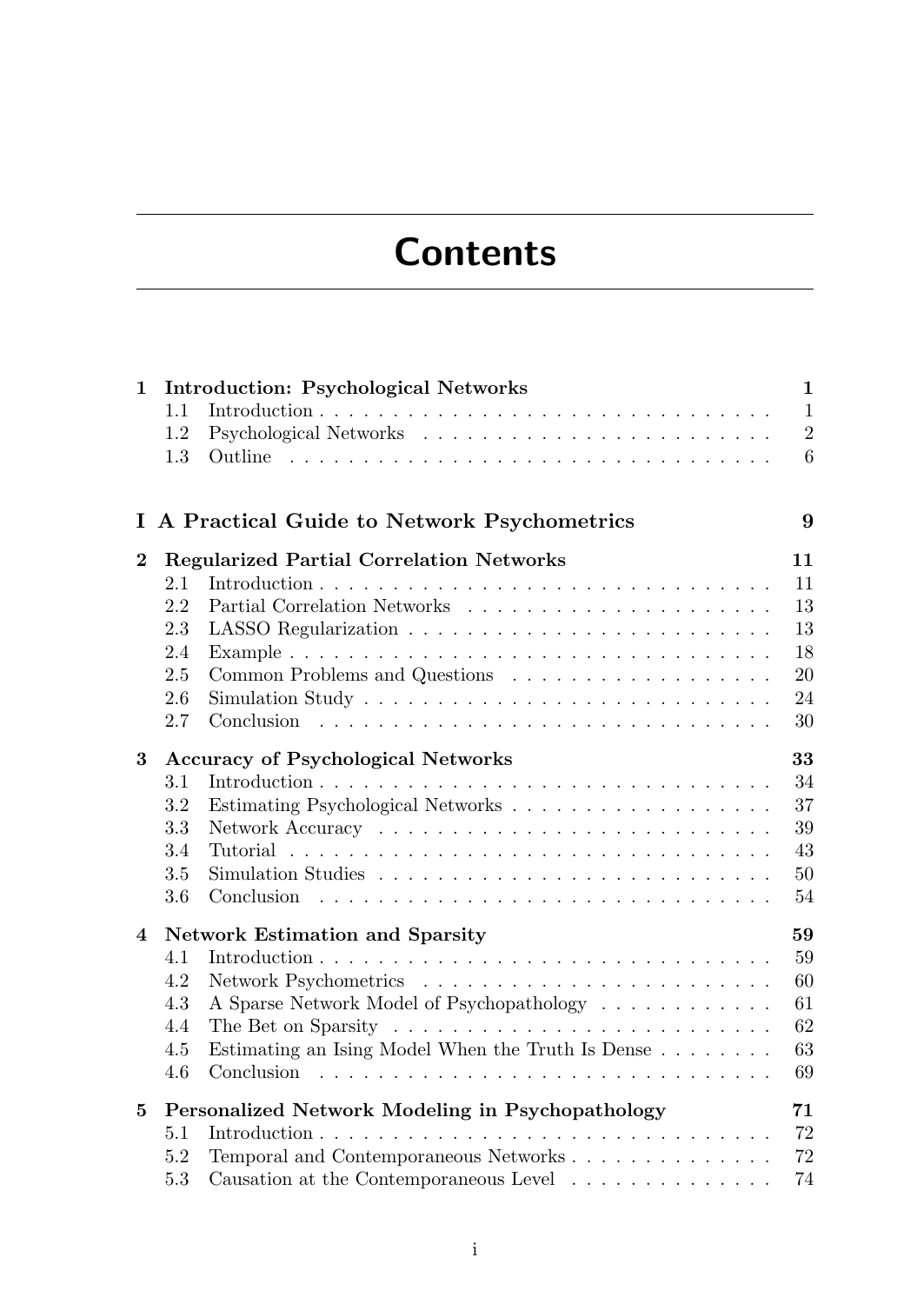# Contents

| | | |
|---|---|---|
| **1** | **Introduction: Psychological Networks** | **1** |
| 1.1 | Introduction | 1 |
| 1.2 | Psychological Networks | 2 |
| 1.3 | Outline | 6 |
| | | |
| **I** | **A Practical Guide to Network Psychometrics** | **9** |
| | | |
| **2** | **Regularized Partial Correlation Networks** | **11** |
| 2.1 | Introduction | 11 |
| 2.2 | Partial Correlation Networks | 13 |
| 2.3 | LASSO Regularization | 13 |
| 2.4 | Example | 18 |
| 2.5 | Common Problems and Questions | 20 |
| 2.6 | Simulation Study | 24 |
| 2.7 | Conclusion | 30 |
| | | |
| **3** | **Accuracy of Psychological Networks** | **33** |
| 3.1 | Introduction | 34 |
| 3.2 | Estimating Psychological Networks | 37 |
| 3.3 | Network Accuracy | 39 |
| 3.4 | Tutorial | 43 |
| 3.5 | Simulation Studies | 50 |
| 3.6 | Conclusion | 54 |
| | | |
| **4** | **Network Estimation and Sparsity** | **59** |
| 4.1 | Introduction | 59 |
| 4.2 | Network Psychometrics | 60 |
| 4.3 | A Sparse Network Model of Psychopathology | 61 |
| 4.4 | The Bet on Sparsity | 62 |
| 4.5 | Estimating an Ising Model When the Truth Is Dense | 63 |
| 4.6 | Conclusion | 69 |
| | | |
| **5** | **Personalized Network Modeling in Psychopathology** | **71** |
| 5.1 | Introduction | 72 |
| 5.2 | Temporal and Contemporaneous Networks | 72 |
| 5.3 | Causation at the Contemporaneous Level | 74 |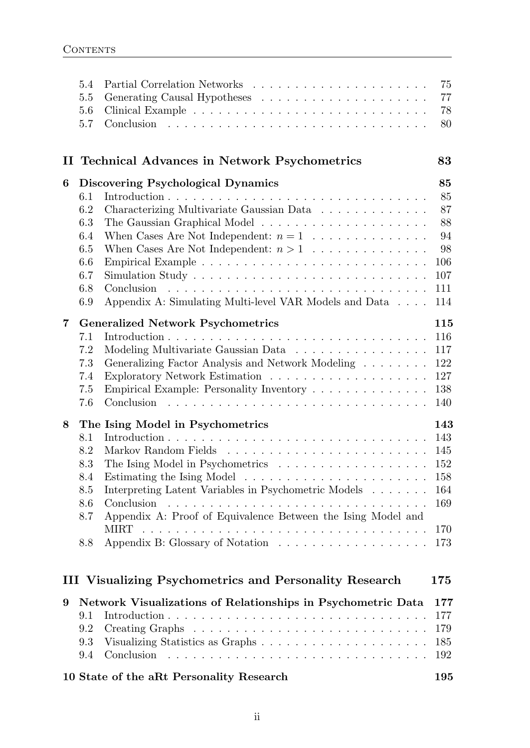| | | |
|---|---|---|
| 5.4 | Partial Correlation Networks | 75 |
| 5.5 | Generating Causal Hypotheses | 77 |
| 5.6 | Clinical Example | 78 |
| 5.7 | Conclusion | 80 |

## II Technical Advances in Network Psychometrics — 83

**6 Discovering Psychological Dynamics — 85**

| | | |
|---|---|---|
| 6.1 | Introduction | 85 |
| 6.2 | Characterizing Multivariate Gaussian Data | 87 |
| 6.3 | The Gaussian Graphical Model | 88 |
| 6.4 | When Cases Are Not Independent: $n = 1$ | 94 |
| 6.5 | When Cases Are Not Independent: $n > 1$ | 98 |
| 6.6 | Empirical Example | 106 |
| 6.7 | Simulation Study | 107 |
| 6.8 | Conclusion | 111 |
| 6.9 | Appendix A: Simulating Multi-level VAR Models and Data | 114 |

**7 Generalized Network Psychometrics — 115**

| | | |
|---|---|---|
| 7.1 | Introduction | 116 |
| 7.2 | Modeling Multivariate Gaussian Data | 117 |
| 7.3 | Generalizing Factor Analysis and Network Modeling | 122 |
| 7.4 | Exploratory Network Estimation | 127 |
| 7.5 | Empirical Example: Personality Inventory | 138 |
| 7.6 | Conclusion | 140 |

**8 The Ising Model in Psychometrics — 143**

| | | |
|---|---|---|
| 8.1 | Introduction | 143 |
| 8.2 | Markov Random Fields | 145 |
| 8.3 | The Ising Model in Psychometrics | 152 |
| 8.4 | Estimating the Ising Model | 158 |
| 8.5 | Interpreting Latent Variables in Psychometric Models | 164 |
| 8.6 | Conclusion | 169 |
| 8.7 | Appendix A: Proof of Equivalence Between the Ising Model and MIRT | 170 |
| 8.8 | Appendix B: Glossary of Notation | 173 |

## III Visualizing Psychometrics and Personality Research — 175

**9 Network Visualizations of Relationships in Psychometric Data — 177**

| | | |
|---|---|---|
| 9.1 | Introduction | 177 |
| 9.2 | Creating Graphs | 179 |
| 9.3 | Visualizing Statistics as Graphs | 185 |
| 9.4 | Conclusion | 192 |

**10 State of the aRt Personality Research — 195**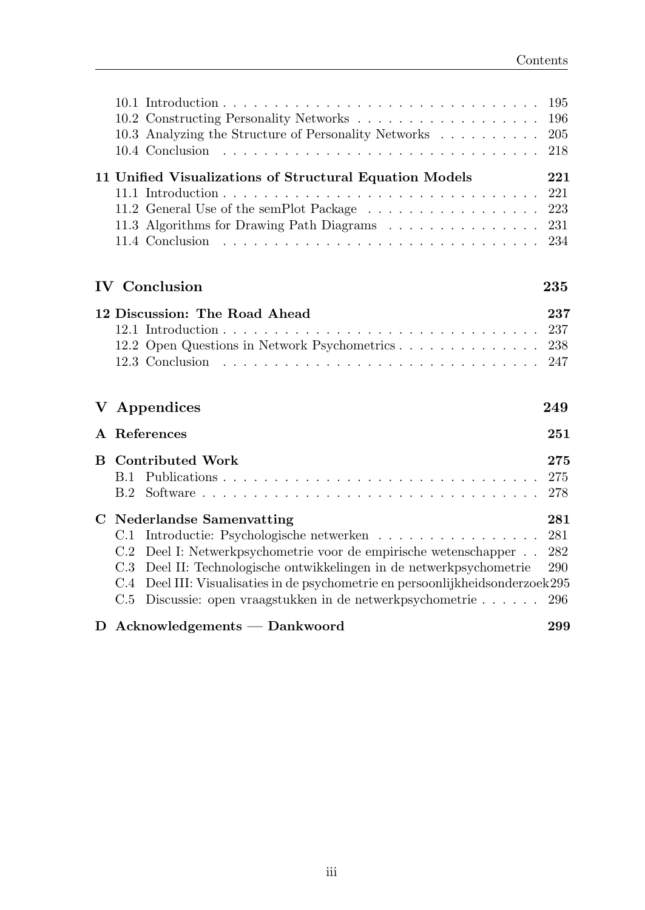10.1 Introduction . . . . . . . . . . . . . . . . . . . . . . . . . . . . . . . . 195
10.2 Constructing Personality Networks . . . . . . . . . . . . . . . . . . 196
10.3 Analyzing the Structure of Personality Networks . . . . . . . . . . 205
10.4 Conclusion . . . . . . . . . . . . . . . . . . . . . . . . . . . . . . . . 218

**11 Unified Visualizations of Structural Equation Models** **221**
11.1 Introduction . . . . . . . . . . . . . . . . . . . . . . . . . . . . . . . . 221
11.2 General Use of the semPlot Package . . . . . . . . . . . . . . . . . 223
11.3 Algorithms for Drawing Path Diagrams . . . . . . . . . . . . . . . 231
11.4 Conclusion . . . . . . . . . . . . . . . . . . . . . . . . . . . . . . . . 234

## IV Conclusion 235

**12 Discussion: The Road Ahead** **237**
12.1 Introduction . . . . . . . . . . . . . . . . . . . . . . . . . . . . . . . . 237
12.2 Open Questions in Network Psychometrics . . . . . . . . . . . . . . 238
12.3 Conclusion . . . . . . . . . . . . . . . . . . . . . . . . . . . . . . . . 247

## V Appendices 249

**A References** **251**

**B Contributed Work** **275**
B.1 Publications . . . . . . . . . . . . . . . . . . . . . . . . . . . . . . . . 275
B.2 Software . . . . . . . . . . . . . . . . . . . . . . . . . . . . . . . . . . 278

**C Nederlandse Samenvatting** **281**
C.1 Introductie: Psychologische netwerken . . . . . . . . . . . . . . . . 281
C.2 Deel I: Netwerkpsychometrie voor de empirische wetenschapper . . 282
C.3 Deel II: Technologische ontwikkelingen in de netwerkpsychometrie 290
C.4 Deel III: Visualisaties in de psychometrie en persoonlijkheidsonderzoek 295
C.5 Discussie: open vraagstukken in de netwerkpsychometrie . . . . . . 296

**D Acknowledgements — Dankwoord** **299**